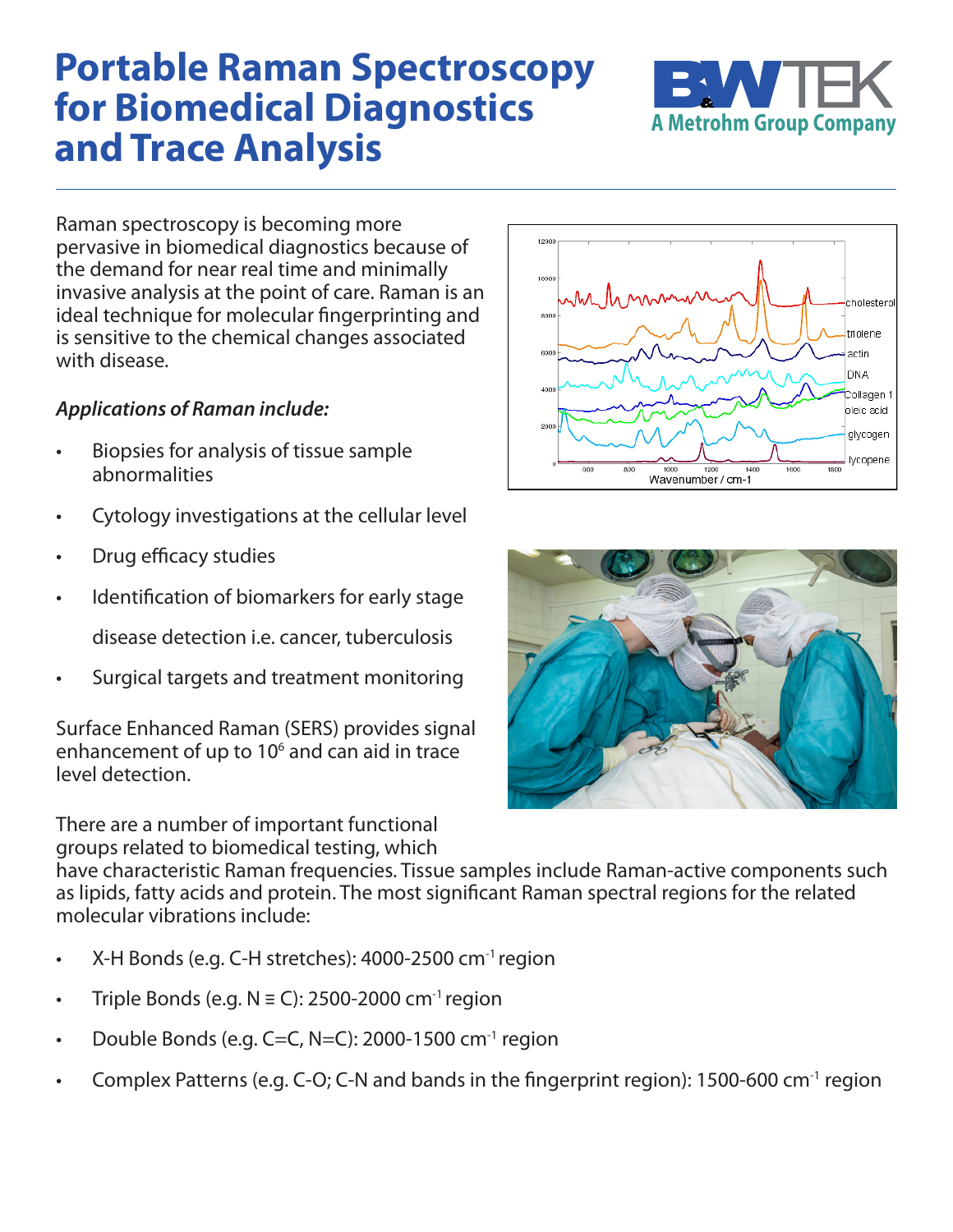# Portable Raman Spectroscopy for Biomedical Diagnostics and Trace Analysis

Raman spectroscopy is becoming more pervasive in biomedical diagnostics because of the demand for near real time and minimally invasive analysis at the point of care. Raman is an ideal technique for molecular fingerprinting and is sensitive to the chemical changes associated with disease.

***Applications of Raman include:***

- Biopsies for analysis of tissue sample abnormalities
- Cytology investigations at the cellular level
- Drug efficacy studies
- Identification of biomarkers for early stage disease detection i.e. cancer, tuberculosis
- Surgical targets and treatment monitoring

Surface Enhanced Raman (SERS) provides signal enhancement of up to $10^6$ and can aid in trace level detection.

There are a number of important functional groups related to biomedical testing, which have characteristic Raman frequencies. Tissue samples include Raman-active components such as lipids, fatty acids and protein. The most significant Raman spectral regions for the related molecular vibrations include:

- X-H Bonds (e.g. C-H stretches): 4000-2500 $cm^{-1}$ region
- Triple Bonds (e.g. N ≡ C): 2500-2000 $cm^{-1}$ region
- Double Bonds (e.g. C=C, N=C): 2000-1500 $cm^{-1}$ region
- Complex Patterns (e.g. C-O; C-N and bands in the fingerprint region): 1500-600 $cm^{-1}$ region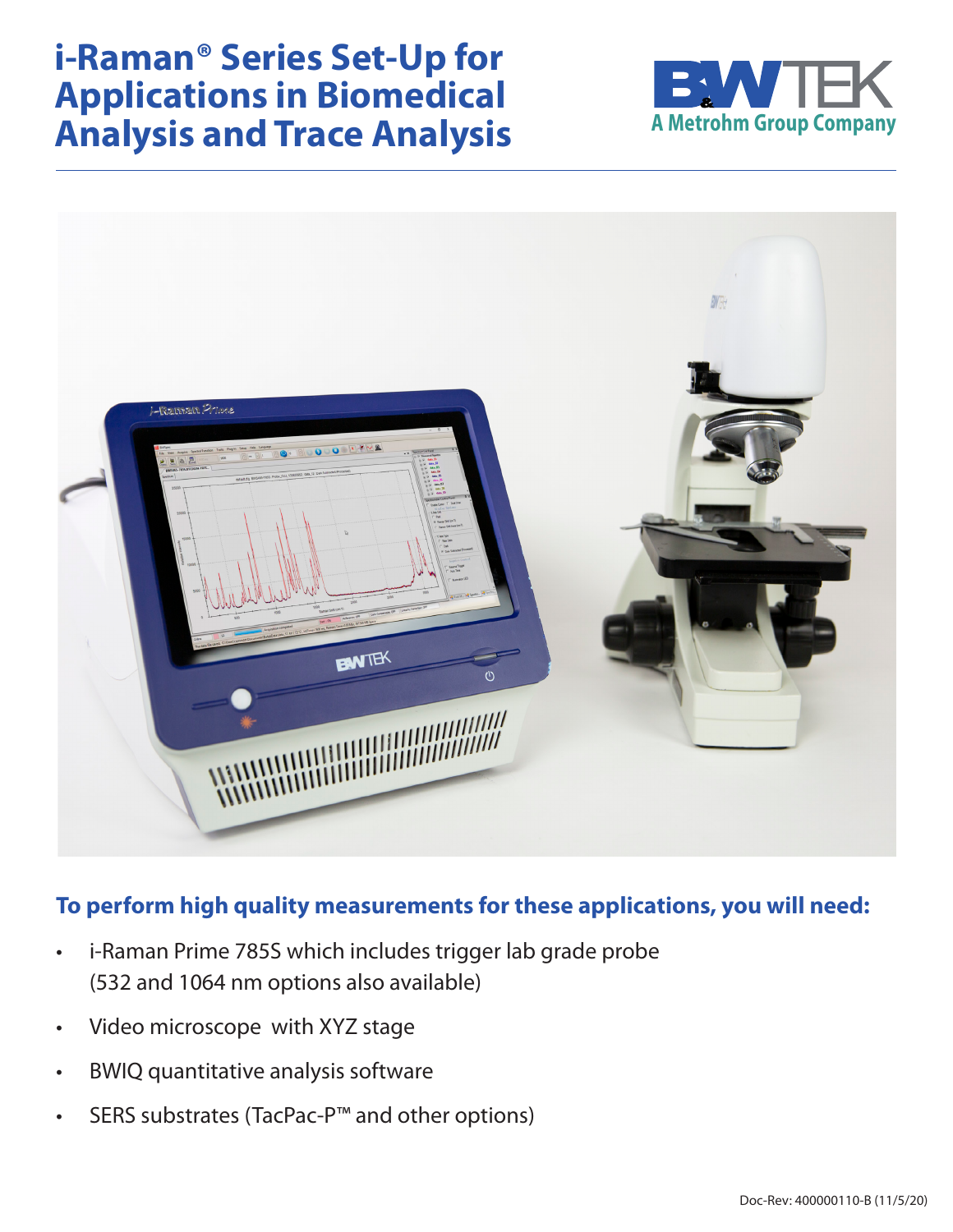# i-Raman® Series Set-Up for Applications in Biomedical Analysis and Trace Analysis

B&W TEK
A Metrohm Group Company

## To perform high quality measurements for these applications, you will need:

- i-Raman Prime 785S which includes trigger lab grade probe (532 and 1064 nm options also available)
- Video microscope with XYZ stage
- BWIQ quantitative analysis software
- SERS substrates (TacPac-P™ and other options)

Doc-Rev: 400000110-B (11/5/20)